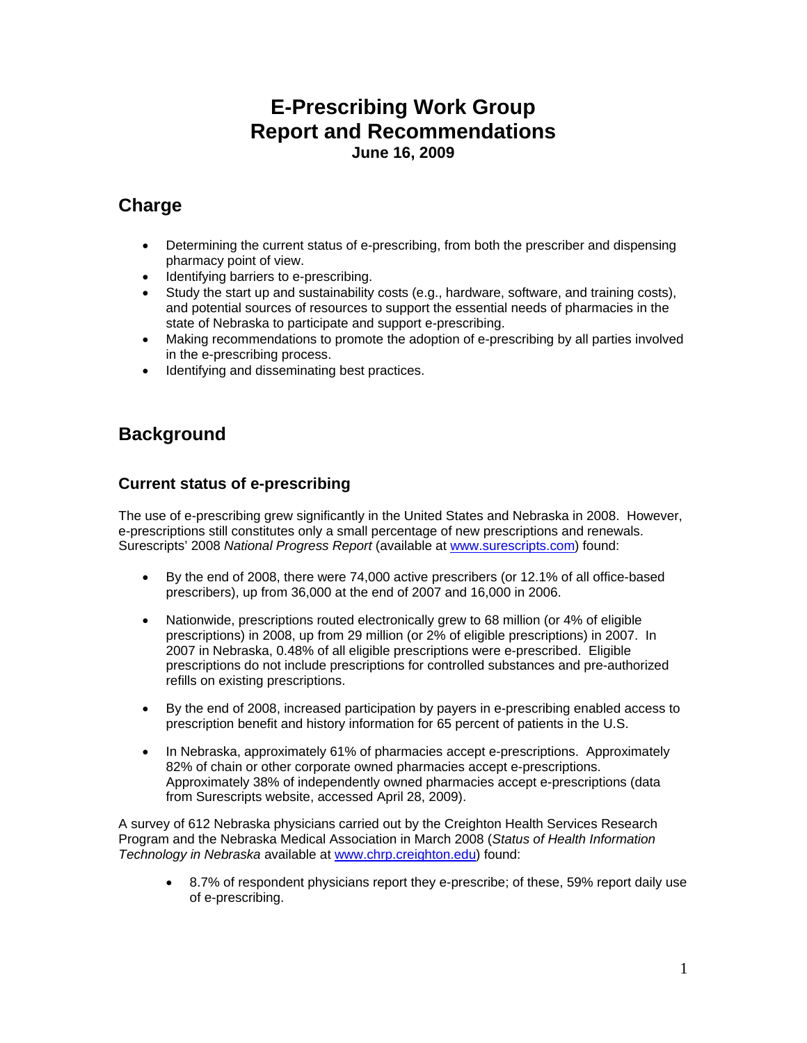# E-Prescribing Work Group
# Report and Recommendations

**June 16, 2009**

## Charge

- Determining the current status of e-prescribing, from both the prescriber and dispensing pharmacy point of view.
- Identifying barriers to e-prescribing.
- Study the start up and sustainability costs (e.g., hardware, software, and training costs), and potential sources of resources to support the essential needs of pharmacies in the state of Nebraska to participate and support e-prescribing.
- Making recommendations to promote the adoption of e-prescribing by all parties involved in the e-prescribing process.
- Identifying and disseminating best practices.

## Background

### Current status of e-prescribing

The use of e-prescribing grew significantly in the United States and Nebraska in 2008. However, e-prescriptions still constitutes only a small percentage of new prescriptions and renewals. Surescripts' 2008 *National Progress Report* (available at www.surescripts.com) found:

- By the end of 2008, there were 74,000 active prescribers (or 12.1% of all office-based prescribers), up from 36,000 at the end of 2007 and 16,000 in 2006.
- Nationwide, prescriptions routed electronically grew to 68 million (or 4% of eligible prescriptions) in 2008, up from 29 million (or 2% of eligible prescriptions) in 2007. In 2007 in Nebraska, 0.48% of all eligible prescriptions were e-prescribed. Eligible prescriptions do not include prescriptions for controlled substances and pre-authorized refills on existing prescriptions.
- By the end of 2008, increased participation by payers in e-prescribing enabled access to prescription benefit and history information for 65 percent of patients in the U.S.
- In Nebraska, approximately 61% of pharmacies accept e-prescriptions. Approximately 82% of chain or other corporate owned pharmacies accept e-prescriptions. Approximately 38% of independently owned pharmacies accept e-prescriptions (data from Surescripts website, accessed April 28, 2009).

A survey of 612 Nebraska physicians carried out by the Creighton Health Services Research Program and the Nebraska Medical Association in March 2008 (*Status of Health Information Technology in Nebraska* available at www.chrp.creighton.edu) found:

- 8.7% of respondent physicians report they e-prescribe; of these, 59% report daily use of e-prescribing.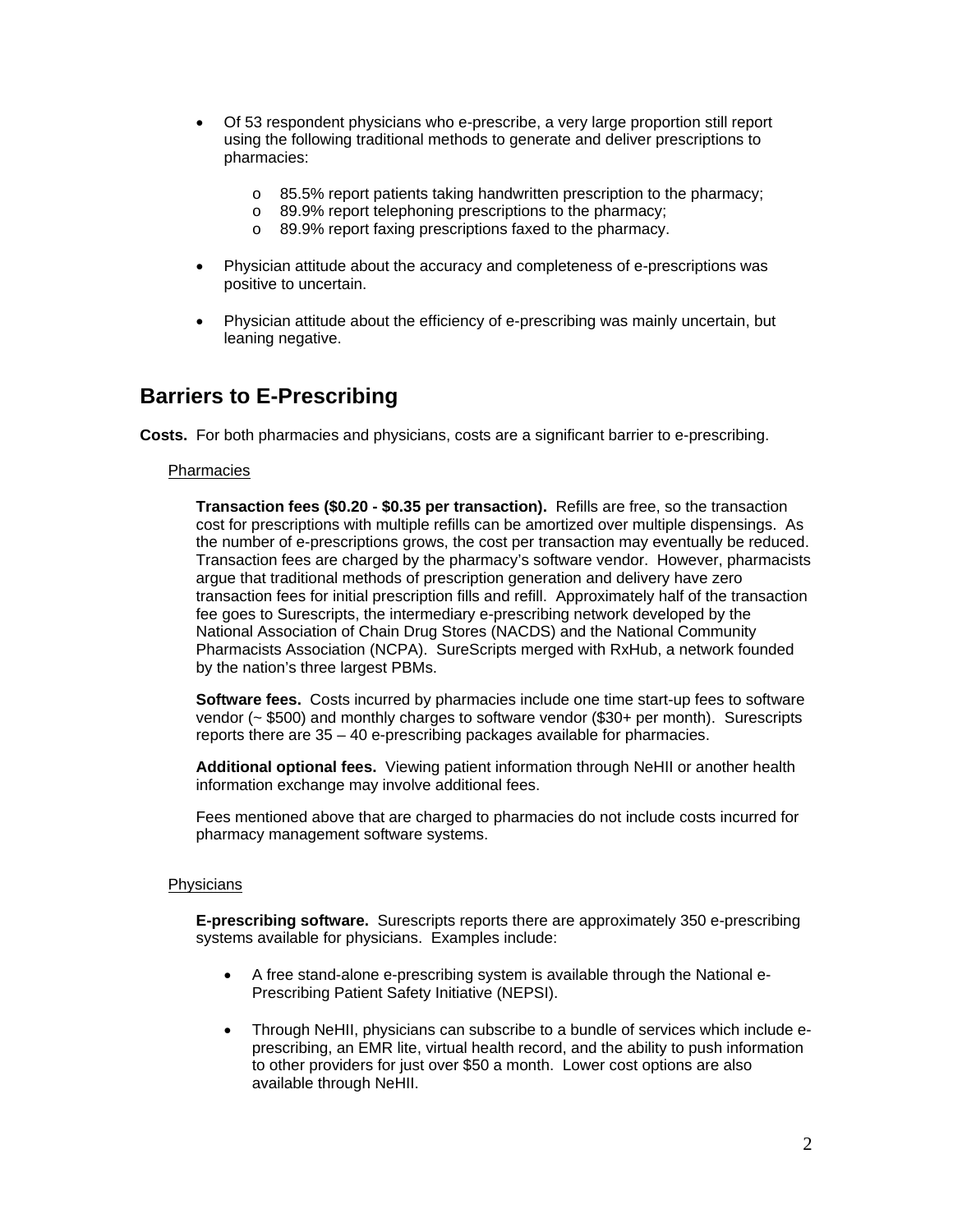- Of 53 respondent physicians who e-prescribe, a very large proportion still report using the following traditional methods to generate and deliver prescriptions to pharmacies:
    - 85.5% report patients taking handwritten prescription to the pharmacy;
    - 89.9% report telephoning prescriptions to the pharmacy;
    - 89.9% report faxing prescriptions faxed to the pharmacy.

- Physician attitude about the accuracy and completeness of e-prescriptions was positive to uncertain.

- Physician attitude about the efficiency of e-prescribing was mainly uncertain, but leaning negative.

## Barriers to E-Prescribing

**Costs.** For both pharmacies and physicians, costs are a significant barrier to e-prescribing.

Pharmacies

**Transaction fees ($0.20 - $0.35 per transaction).** Refills are free, so the transaction cost for prescriptions with multiple refills can be amortized over multiple dispensings. As the number of e-prescriptions grows, the cost per transaction may eventually be reduced. Transaction fees are charged by the pharmacy's software vendor. However, pharmacists argue that traditional methods of prescription generation and delivery have zero transaction fees for initial prescription fills and refill. Approximately half of the transaction fee goes to Surescripts, the intermediary e-prescribing network developed by the National Association of Chain Drug Stores (NACDS) and the National Community Pharmacists Association (NCPA). SureScripts merged with RxHub, a network founded by the nation's three largest PBMs.

**Software fees.** Costs incurred by pharmacies include one time start-up fees to software vendor (~ $500) and monthly charges to software vendor ($30+ per month). Surescripts reports there are 35 – 40 e-prescribing packages available for pharmacies.

**Additional optional fees.** Viewing patient information through NeHII or another health information exchange may involve additional fees.

Fees mentioned above that are charged to pharmacies do not include costs incurred for pharmacy management software systems.

Physicians

**E-prescribing software.** Surescripts reports there are approximately 350 e-prescribing systems available for physicians. Examples include:

- A free stand-alone e-prescribing system is available through the National e-Prescribing Patient Safety Initiative (NEPSI).

- Through NeHII, physicians can subscribe to a bundle of services which include e-prescribing, an EMR lite, virtual health record, and the ability to push information to other providers for just over $50 a month. Lower cost options are also available through NeHII.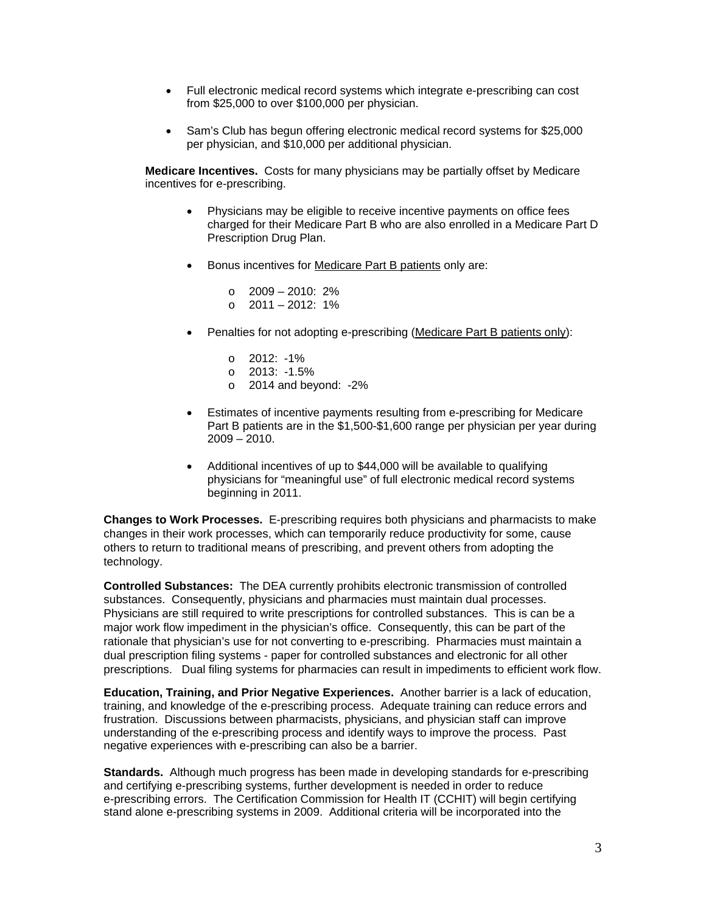- Full electronic medical record systems which integrate e-prescribing can cost from $25,000 to over $100,000 per physician.

- Sam's Club has begun offering electronic medical record systems for $25,000 per physician, and $10,000 per additional physician.

**Medicare Incentives.** Costs for many physicians may be partially offset by Medicare incentives for e-prescribing.

- Physicians may be eligible to receive incentive payments on office fees charged for their Medicare Part B who are also enrolled in a Medicare Part D Prescription Drug Plan.

- Bonus incentives for <u>Medicare Part B patients</u> only are:
  - 2009 – 2010: 2%
  - 2011 – 2012: 1%

- Penalties for not adopting e-prescribing (<u>Medicare Part B patients only</u>):
  - 2012: -1%
  - 2013: -1.5%
  - 2014 and beyond: -2%

- Estimates of incentive payments resulting from e-prescribing for Medicare Part B patients are in the $1,500-$1,600 range per physician per year during 2009 – 2010.

- Additional incentives of up to $44,000 will be available to qualifying physicians for "meaningful use" of full electronic medical record systems beginning in 2011.

**Changes to Work Processes.** E-prescribing requires both physicians and pharmacists to make changes in their work processes, which can temporarily reduce productivity for some, cause others to return to traditional means of prescribing, and prevent others from adopting the technology.

**Controlled Substances:** The DEA currently prohibits electronic transmission of controlled substances. Consequently, physicians and pharmacies must maintain dual processes. Physicians are still required to write prescriptions for controlled substances. This is can be a major work flow impediment in the physician's office. Consequently, this can be part of the rationale that physician's use for not converting to e-prescribing. Pharmacies must maintain a dual prescription filing systems - paper for controlled substances and electronic for all other prescriptions. Dual filing systems for pharmacies can result in impediments to efficient work flow.

**Education, Training, and Prior Negative Experiences.** Another barrier is a lack of education, training, and knowledge of the e-prescribing process. Adequate training can reduce errors and frustration. Discussions between pharmacists, physicians, and physician staff can improve understanding of the e-prescribing process and identify ways to improve the process. Past negative experiences with e-prescribing can also be a barrier.

**Standards.** Although much progress has been made in developing standards for e-prescribing and certifying e-prescribing systems, further development is needed in order to reduce e-prescribing errors. The Certification Commission for Health IT (CCHIT) will begin certifying stand alone e-prescribing systems in 2009. Additional criteria will be incorporated into the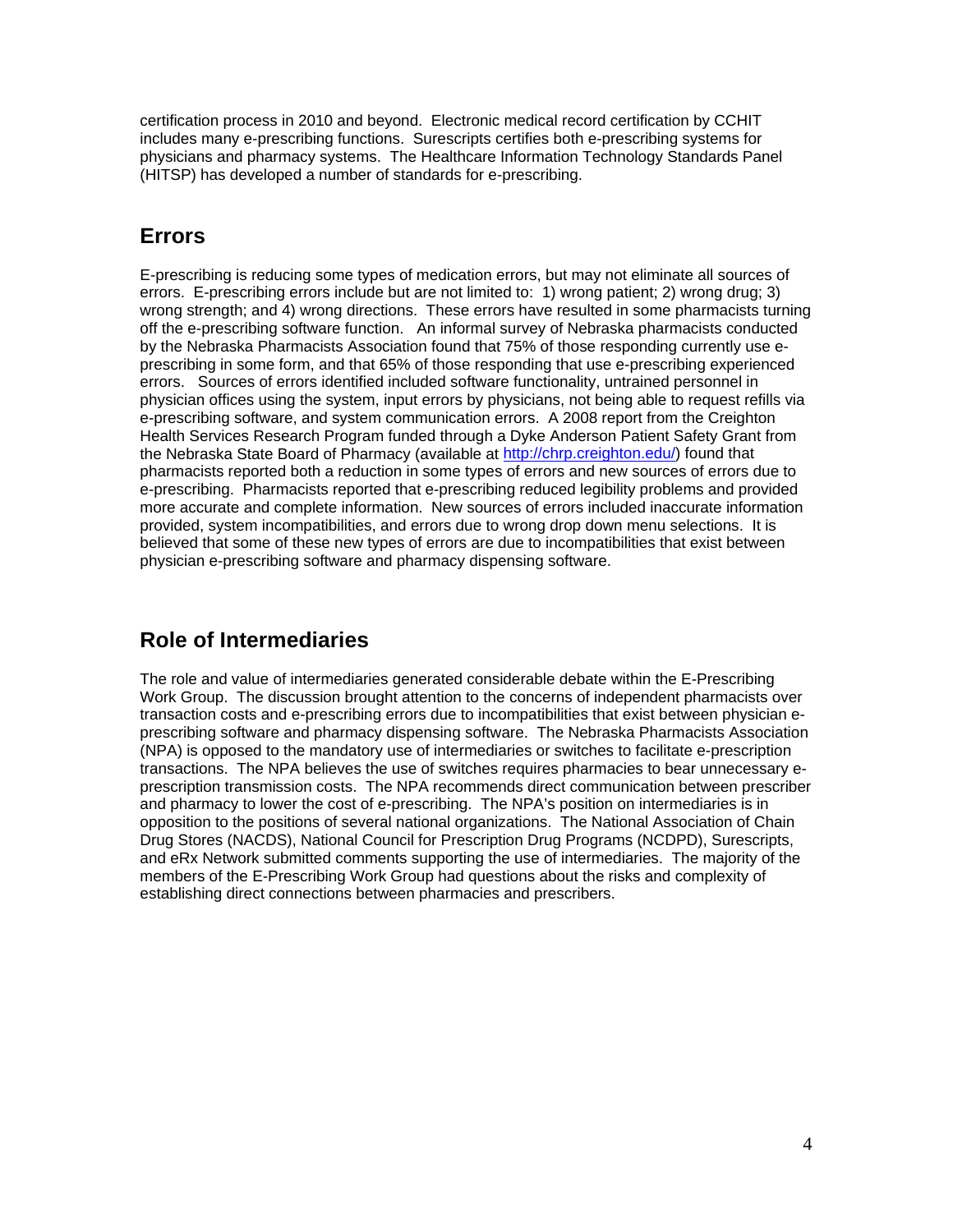certification process in 2010 and beyond. Electronic medical record certification by CCHIT includes many e-prescribing functions. Surescripts certifies both e-prescribing systems for physicians and pharmacy systems. The Healthcare Information Technology Standards Panel (HITSP) has developed a number of standards for e-prescribing.

## Errors

E-prescribing is reducing some types of medication errors, but may not eliminate all sources of errors. E-prescribing errors include but are not limited to: 1) wrong patient; 2) wrong drug; 3) wrong strength; and 4) wrong directions. These errors have resulted in some pharmacists turning off the e-prescribing software function. An informal survey of Nebraska pharmacists conducted by the Nebraska Pharmacists Association found that 75% of those responding currently use e-prescribing in some form, and that 65% of those responding that use e-prescribing experienced errors. Sources of errors identified included software functionality, untrained personnel in physician offices using the system, input errors by physicians, not being able to request refills via e-prescribing software, and system communication errors. A 2008 report from the Creighton Health Services Research Program funded through a Dyke Anderson Patient Safety Grant from the Nebraska State Board of Pharmacy (available at http://chrp.creighton.edu/) found that pharmacists reported both a reduction in some types of errors and new sources of errors due to e-prescribing. Pharmacists reported that e-prescribing reduced legibility problems and provided more accurate and complete information. New sources of errors included inaccurate information provided, system incompatibilities, and errors due to wrong drop down menu selections. It is believed that some of these new types of errors are due to incompatibilities that exist between physician e-prescribing software and pharmacy dispensing software.

## Role of Intermediaries

The role and value of intermediaries generated considerable debate within the E-Prescribing Work Group. The discussion brought attention to the concerns of independent pharmacists over transaction costs and e-prescribing errors due to incompatibilities that exist between physician e-prescribing software and pharmacy dispensing software. The Nebraska Pharmacists Association (NPA) is opposed to the mandatory use of intermediaries or switches to facilitate e-prescription transactions. The NPA believes the use of switches requires pharmacies to bear unnecessary e-prescription transmission costs. The NPA recommends direct communication between prescriber and pharmacy to lower the cost of e-prescribing. The NPA's position on intermediaries is in opposition to the positions of several national organizations. The National Association of Chain Drug Stores (NACDS), National Council for Prescription Drug Programs (NCDPD), Surescripts, and eRx Network submitted comments supporting the use of intermediaries. The majority of the members of the E-Prescribing Work Group had questions about the risks and complexity of establishing direct connections between pharmacies and prescribers.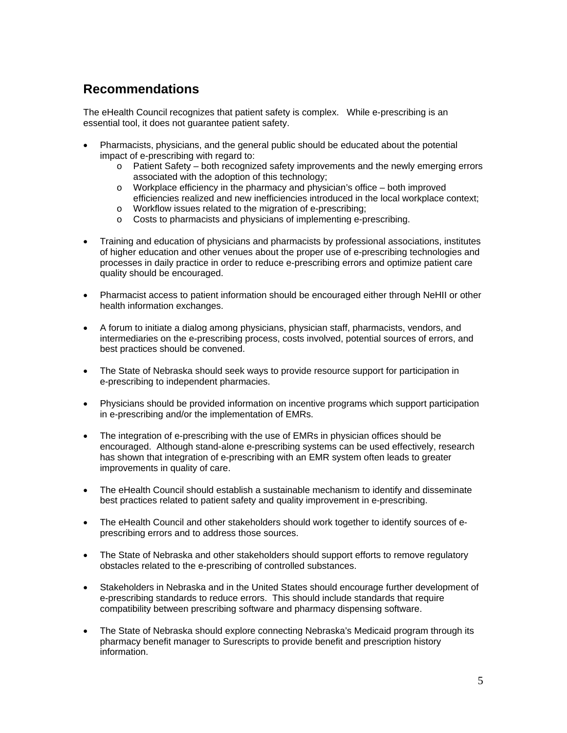## Recommendations

The eHealth Council recognizes that patient safety is complex. While e-prescribing is an essential tool, it does not guarantee patient safety.

- Pharmacists, physicians, and the general public should be educated about the potential impact of e-prescribing with regard to:
  - Patient Safety – both recognized safety improvements and the newly emerging errors associated with the adoption of this technology;
  - Workplace efficiency in the pharmacy and physician's office – both improved efficiencies realized and new inefficiencies introduced in the local workplace context;
  - Workflow issues related to the migration of e-prescribing;
  - Costs to pharmacists and physicians of implementing e-prescribing.

- Training and education of physicians and pharmacists by professional associations, institutes of higher education and other venues about the proper use of e-prescribing technologies and processes in daily practice in order to reduce e-prescribing errors and optimize patient care quality should be encouraged.

- Pharmacist access to patient information should be encouraged either through NeHII or other health information exchanges.

- A forum to initiate a dialog among physicians, physician staff, pharmacists, vendors, and intermediaries on the e-prescribing process, costs involved, potential sources of errors, and best practices should be convened.

- The State of Nebraska should seek ways to provide resource support for participation in e-prescribing to independent pharmacies.

- Physicians should be provided information on incentive programs which support participation in e-prescribing and/or the implementation of EMRs.

- The integration of e-prescribing with the use of EMRs in physician offices should be encouraged. Although stand-alone e-prescribing systems can be used effectively, research has shown that integration of e-prescribing with an EMR system often leads to greater improvements in quality of care.

- The eHealth Council should establish a sustainable mechanism to identify and disseminate best practices related to patient safety and quality improvement in e-prescribing.

- The eHealth Council and other stakeholders should work together to identify sources of e-prescribing errors and to address those sources.

- The State of Nebraska and other stakeholders should support efforts to remove regulatory obstacles related to the e-prescribing of controlled substances.

- Stakeholders in Nebraska and in the United States should encourage further development of e-prescribing standards to reduce errors. This should include standards that require compatibility between prescribing software and pharmacy dispensing software.

- The State of Nebraska should explore connecting Nebraska's Medicaid program through its pharmacy benefit manager to Surescripts to provide benefit and prescription history information.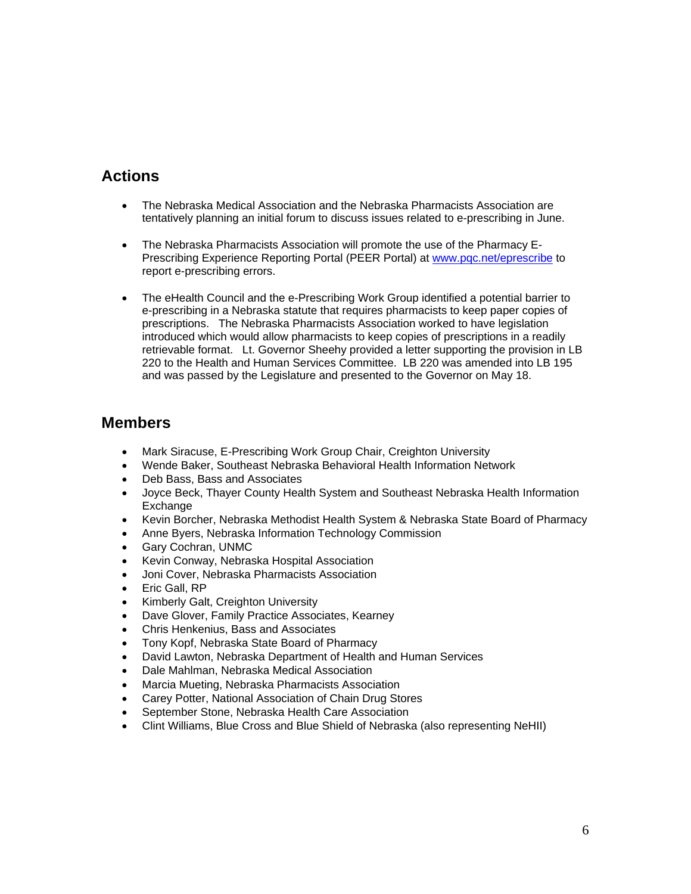## Actions

- The Nebraska Medical Association and the Nebraska Pharmacists Association are tentatively planning an initial forum to discuss issues related to e-prescribing in June.

- The Nebraska Pharmacists Association will promote the use of the Pharmacy E-Prescribing Experience Reporting Portal (PEER Portal) at www.pqc.net/eprescribe to report e-prescribing errors.

- The eHealth Council and the e-Prescribing Work Group identified a potential barrier to e-prescribing in a Nebraska statute that requires pharmacists to keep paper copies of prescriptions. The Nebraska Pharmacists Association worked to have legislation introduced which would allow pharmacists to keep copies of prescriptions in a readily retrievable format. Lt. Governor Sheehy provided a letter supporting the provision in LB 220 to the Health and Human Services Committee. LB 220 was amended into LB 195 and was passed by the Legislature and presented to the Governor on May 18.

## Members

- Mark Siracuse, E-Prescribing Work Group Chair, Creighton University
- Wende Baker, Southeast Nebraska Behavioral Health Information Network
- Deb Bass, Bass and Associates
- Joyce Beck, Thayer County Health System and Southeast Nebraska Health Information Exchange
- Kevin Borcher, Nebraska Methodist Health System & Nebraska State Board of Pharmacy
- Anne Byers, Nebraska Information Technology Commission
- Gary Cochran, UNMC
- Kevin Conway, Nebraska Hospital Association
- Joni Cover, Nebraska Pharmacists Association
- Eric Gall, RP
- Kimberly Galt, Creighton University
- Dave Glover, Family Practice Associates, Kearney
- Chris Henkenius, Bass and Associates
- Tony Kopf, Nebraska State Board of Pharmacy
- David Lawton, Nebraska Department of Health and Human Services
- Dale Mahlman, Nebraska Medical Association
- Marcia Mueting, Nebraska Pharmacists Association
- Carey Potter, National Association of Chain Drug Stores
- September Stone, Nebraska Health Care Association
- Clint Williams, Blue Cross and Blue Shield of Nebraska (also representing NeHII)